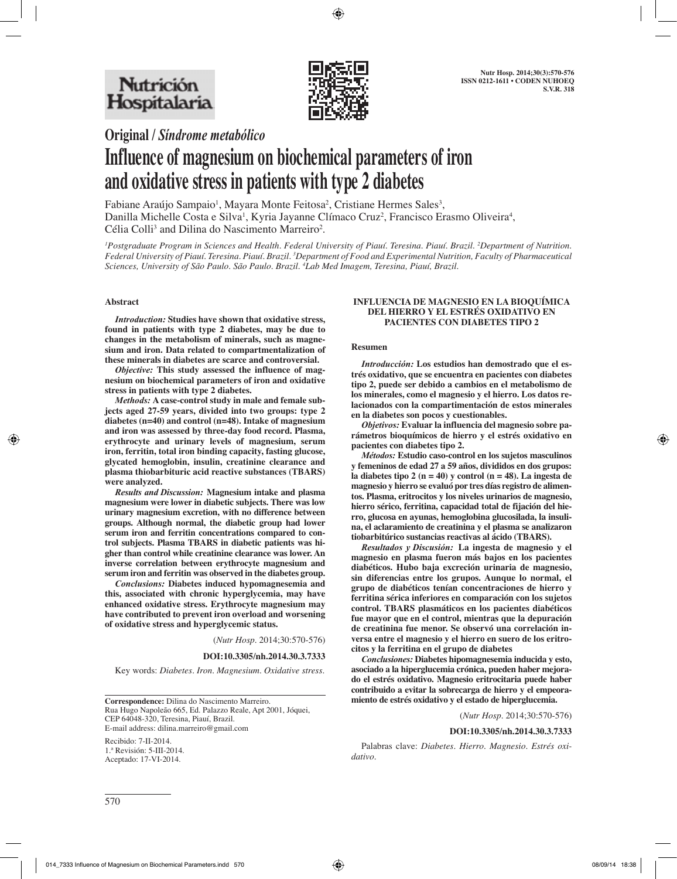**Original / *Síndrome metabólico***

# Influence of magnesium on biochemical parameters of iron and oxidative stress in patients with type 2 diabetes

Fabiane Araújo Sampaio[1], Mayara Monte Feitosa[2], Cristiane Hermes Sales[3], Danilla Michelle Costa e Silva[1], Kyria Jayanne Clímaco Cruz[2], Francisco Erasmo Oliveira[4], Célia Colli[3] and Dilina do Nascimento Marreiro[2].

[1]Postgraduate Program in Sciences and Health. Federal University of Piauí. Teresina. Piauí. Brazil. [2]Department of Nutrition. Federal University of Piauí. Teresina. Piauí. Brazil. [3]Department of Food and Experimental Nutrition, Faculty of Pharmaceutical Sciences, University of São Paulo. São Paulo. Brazil. [4]Lab Med Imagem, Teresina, Piauí, Brazil.

## Abstract

***Introduction:*** **Studies have shown that oxidative stress, found in patients with type 2 diabetes, may be due to changes in the metabolism of minerals, such as magnesium and iron. Data related to compartmentalization of these minerals in diabetes are scarce and controversial.**

***Objective:*** **This study assessed the influence of magnesium on biochemical parameters of iron and oxidative stress in patients with type 2 diabetes.**

***Methods:*** **A case-control study in male and female subjects aged 27-59 years, divided into two groups: type 2 diabetes (n=40) and control (n=48). Intake of magnesium and iron was assessed by three-day food record. Plasma, erythrocyte and urinary levels of magnesium, serum iron, ferritin, total iron binding capacity, fasting glucose, glycated hemoglobin, insulin, creatinine clearance and plasma thiobarbituric acid reactive substances (TBARS) were analyzed.**

***Results and Discussion:*** **Magnesium intake and plasma magnesium were lower in diabetic subjects. There was low urinary magnesium excretion, with no difference between groups. Although normal, the diabetic group had lower serum iron and ferritin concentrations compared to control subjects. Plasma TBARS in diabetic patients was higher than control while creatinine clearance was lower. An inverse correlation between erythrocyte magnesium and serum iron and ferritin was observed in the diabetes group.**

***Conclusions:*** **Diabetes induced hypomagnesemia and this, associated with chronic hyperglycemia, may have enhanced oxidative stress. Erythrocyte magnesium may have contributed to prevent iron overload and worsening of oxidative stress and hyperglycemic status.**

(*Nutr Hosp*. 2014;30:570-576)

**DOI:10.3305/nh.2014.30.3.7333**

Key words: *Diabetes. Iron. Magnesium. Oxidative stress.*

**INFLUENCIA DE MAGNESIO EN LA BIOQUÍMICA DEL HIERRO Y EL ESTRÉS OXIDATIVO EN PACIENTES CON DIABETES TIPO 2**

## Resumen

***Introducción:*** **Los estudios han demostrado que el estrés oxidativo, que se encuentra en pacientes con diabetes tipo 2, puede ser debido a cambios en el metabolismo de los minerales, como el magnesio y el hierro. Los datos relacionados con la compartimentación de estos minerales en la diabetes son pocos y cuestionables.**

***Objetivos:*** **Evaluar la influencia del magnesio sobre parámetros bioquímicos de hierro y el estrés oxidativo en pacientes con diabetes tipo 2.**

***Métodos:*** **Estudio caso-control en los sujetos masculinos y femeninos de edad 27 a 59 años, divididos en dos grupos: la diabetes tipo 2 (n = 40) y control (n = 48). La ingesta de magnesio y hierro se evaluó por tres días registro de alimentos. Plasma, eritrocitos y los niveles urinarios de magnesio, hierro sérico, ferritina, capacidad total de fijación del hierro, glucosa en ayunas, hemoglobina glucosilada, la insulina, el aclaramiento de creatinina y el plasma se analizaron tiobarbitúrico sustancias reactivas al ácido (TBARS).**

***Resultados y Discusión:*** **La ingesta de magnesio y el magnesio en plasma fueron más bajos en los pacientes diabéticos. Hubo baja excreción urinaria de magnesio, sin diferencias entre los grupos. Aunque lo normal, el grupo de diabéticos tenían concentraciones de hierro y ferritina sérica inferiores en comparación con los sujetos control. TBARS plasmáticos en los pacientes diabéticos fue mayor que en el control, mientras que la depuración de creatinina fue menor. Se observó una correlación inversa entre el magnesio y el hierro en suero de los eritrocitos y la ferritina en el grupo de diabetes**

***Conclusiones:*** **Diabetes hipomagnesemia inducida y esto, asociado a la hiperglucemia crónica, pueden haber mejorado el estrés oxidativo. Magnesio eritrocitaria puede haber contribuido a evitar la sobrecarga de hierro y el empeoramiento de estrés oxidativo y el estado de hiperglucemia.**

(*Nutr Hosp*. 2014;30:570-576)

**DOI:10.3305/nh.2014.30.3.7333**

Palabras clave: *Diabetes. Hierro. Magnesio. Estrés oxidativo.*

---

**Correspondence:** Dilina do Nascimento Marreiro.
Rua Hugo Napoleão 665, Ed. Palazzo Reale, Apt 2001, Jóquei, CEP 64048-320, Teresina, Piauí, Brazil.
E-mail address: dilina.marreiro@gmail.com

Recibido: 7-II-2014.
1.ª Revisión: 5-III-2014.
Aceptado: 17-VI-2014.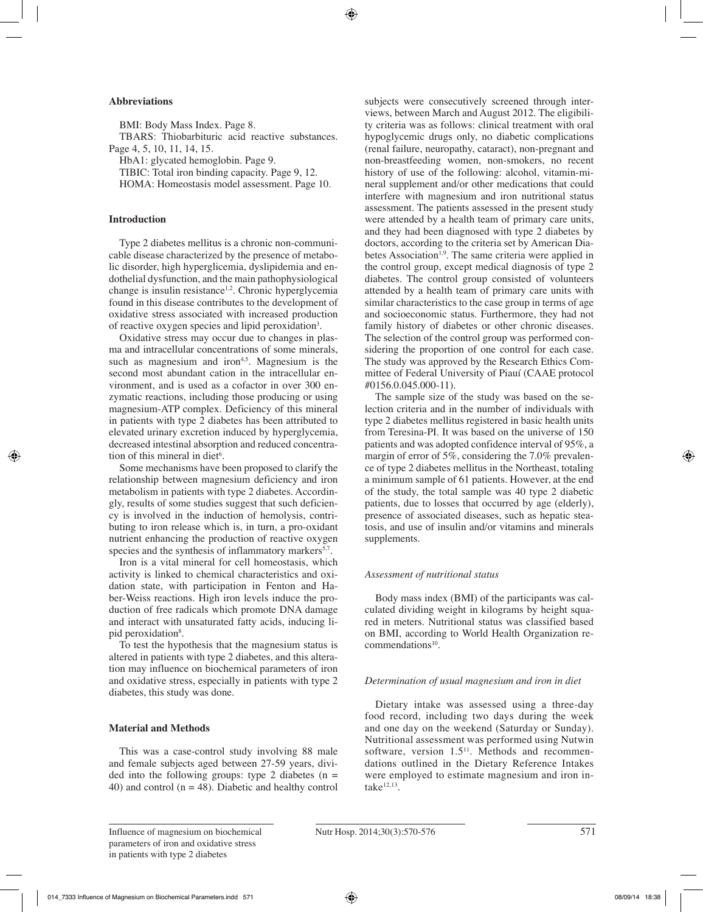## Abbreviations

BMI: Body Mass Index. Page 8.

TBARS: Thiobarbituric acid reactive substances. Page 4, 5, 10, 11, 14, 15.

HbA1: glycated hemoglobin. Page 9.

TIBIC: Total iron binding capacity. Page 9, 12.

HOMA: Homeostasis model assessment. Page 10.

## Introduction

Type 2 diabetes mellitus is a chronic non-communicable disease characterized by the presence of metabolic disorder, high hyperglicemia, dyslipidemia and endothelial dysfunction, and the main pathophysiological change is insulin resistance[1,2]. Chronic hyperglycemia found in this disease contributes to the development of oxidative stress associated with increased production of reactive oxygen species and lipid peroxidation[3].

Oxidative stress may occur due to changes in plasma and intracellular concentrations of some minerals, such as magnesium and iron[4,5]. Magnesium is the second most abundant cation in the intracellular environment, and is used as a cofactor in over 300 enzymatic reactions, including those producing or using magnesium-ATP complex. Deficiency of this mineral in patients with type 2 diabetes has been attributed to elevated urinary excretion induced by hyperglycemia, decreased intestinal absorption and reduced concentration of this mineral in diet[6].

Some mechanisms have been proposed to clarify the relationship between magnesium deficiency and iron metabolism in patients with type 2 diabetes. Accordingly, results of some studies suggest that such deficiency is involved in the induction of hemolysis, contributing to iron release which is, in turn, a pro-oxidant nutrient enhancing the production of reactive oxygen species and the synthesis of inflammatory markers[5,7].

Iron is a vital mineral for cell homeostasis, which activity is linked to chemical characteristics and oxidation state, with participation in Fenton and Haber-Weiss reactions. High iron levels induce the production of free radicals which promote DNA damage and interact with unsaturated fatty acids, inducing lipid peroxidation[8].

To test the hypothesis that the magnesium status is altered in patients with type 2 diabetes, and this alteration may influence on biochemical parameters of iron and oxidative stress, especially in patients with type 2 diabetes, this study was done.

## Material and Methods

This was a case-control study involving 88 male and female subjects aged between 27-59 years, divided into the following groups: type 2 diabetes (n = 40) and control (n = 48). Diabetic and healthy control subjects were consecutively screened through interviews, between March and August 2012. The eligibility criteria was as follows: clinical treatment with oral hypoglycemic drugs only, no diabetic complications (renal failure, neuropathy, cataract), non-pregnant and non-breastfeeding women, non-smokers, no recent history of use of the following: alcohol, vitamin-mineral supplement and/or other medications that could interfere with magnesium and iron nutritional status assessment. The patients assessed in the present study were attended by a health team of primary care units, and they had been diagnosed with type 2 diabetes by doctors, according to the criteria set by American Diabetes Association[1,9]. The same criteria were applied in the control group, except medical diagnosis of type 2 diabetes. The control group consisted of volunteers attended by a health team of primary care units with similar characteristics to the case group in terms of age and socioeconomic status. Furthermore, they had not family history of diabetes or other chronic diseases. The selection of the control group was performed considering the proportion of one control for each case. The study was approved by the Research Ethics Committee of Federal University of Piauí (CAAE protocol #0156.0.045.000-11).

The sample size of the study was based on the selection criteria and in the number of individuals with type 2 diabetes mellitus registered in basic health units from Teresina-PI. It was based on the universe of 150 patients and was adopted confidence interval of 95%, a margin of error of 5%, considering the 7.0% prevalence of type 2 diabetes mellitus in the Northeast, totaling a minimum sample of 61 patients. However, at the end of the study, the total sample was 40 type 2 diabetic patients, due to losses that occurred by age (elderly), presence of associated diseases, such as hepatic steatosis, and use of insulin and/or vitamins and minerals supplements.

### Assessment of nutritional status

Body mass index (BMI) of the participants was calculated dividing weight in kilograms by height squared in meters. Nutritional status was classified based on BMI, according to World Health Organization recommendations[10].

### Determination of usual magnesium and iron in diet

Dietary intake was assessed using a three-day food record, including two days during the week and one day on the weekend (Saturday or Sunday). Nutritional assessment was performed using Nutwin software, version 1.5[11]. Methods and recommendations outlined in the Dietary Reference Intakes were employed to estimate magnesium and iron intake[12,13].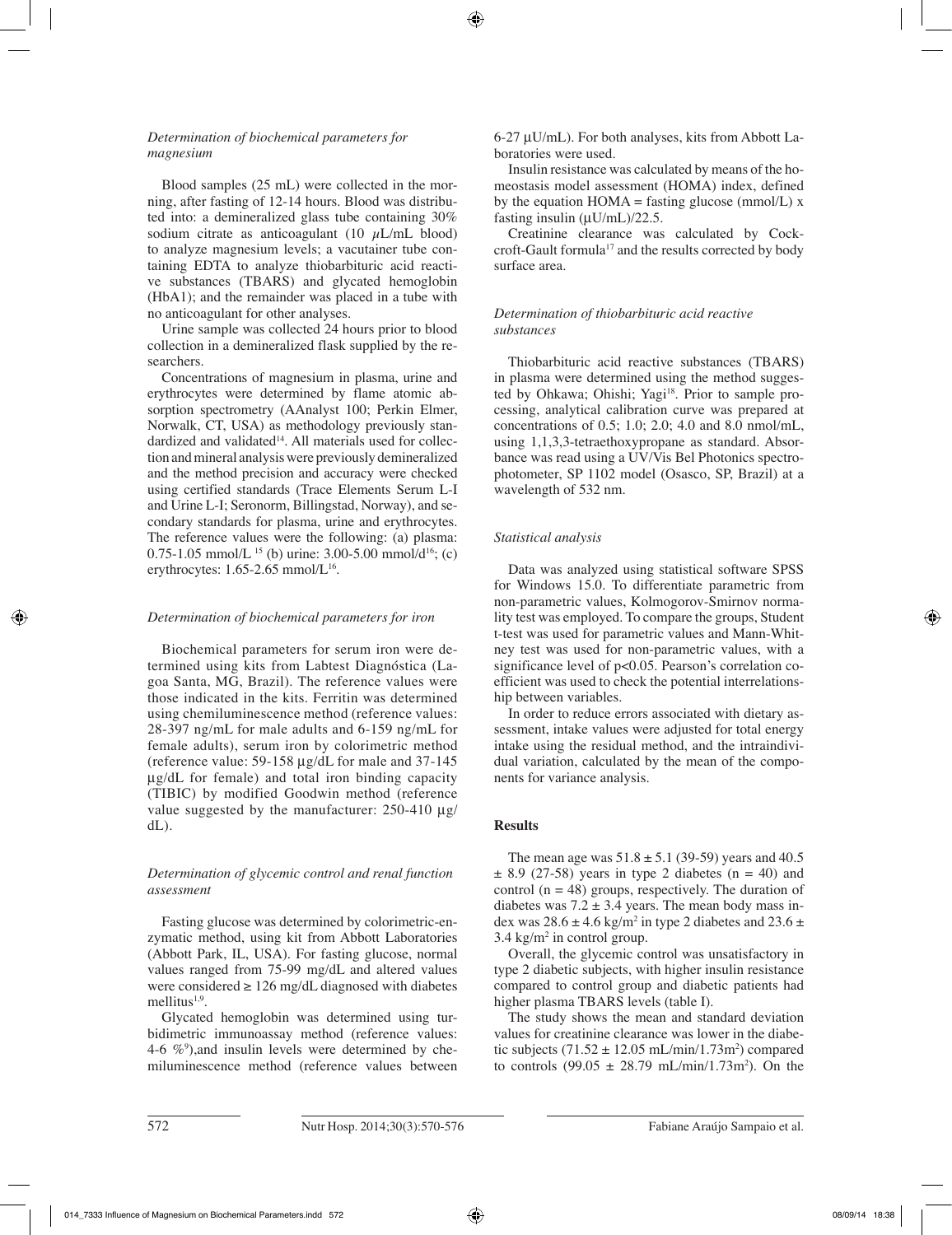### *Determination of biochemical parameters for magnesium*

Blood samples (25 mL) were collected in the morning, after fasting of 12-14 hours. Blood was distributed into: a demineralized glass tube containing 30% sodium citrate as anticoagulant (10 $\mu$L/mL blood) to analyze magnesium levels; a vacutainer tube containing EDTA to analyze thiobarbituric acid reactive substances (TBARS) and glycated hemoglobin (HbA1); and the remainder was placed in a tube with no anticoagulant for other analyses.

Urine sample was collected 24 hours prior to blood collection in a demineralized flask supplied by the researchers.

Concentrations of magnesium in plasma, urine and erythrocytes were determined by flame atomic absorption spectrometry (AAnalyst 100; Perkin Elmer, Norwalk, CT, USA) as methodology previously standardized and validated[14]. All materials used for collection and mineral analysis were previously demineralized and the method precision and accuracy were checked using certified standards (Trace Elements Serum L-I and Urine L-I; Seronorm, Billingstad, Norway), and secondary standards for plasma, urine and erythrocytes. The reference values were the following: (a) plasma: 0.75-1.05 mmol/L [15] (b) urine: 3.00-5.00 mmol/d[16]; (c) erythrocytes: 1.65-2.65 mmol/L[16].

### *Determination of biochemical parameters for iron*

Biochemical parameters for serum iron were determined using kits from Labtest Diagnóstica (Lagoa Santa, MG, Brazil). The reference values were those indicated in the kits. Ferritin was determined using chemiluminescence method (reference values: 28-397 ng/mL for male adults and 6-159 ng/mL for female adults), serum iron by colorimetric method (reference value: 59-158 µg/dL for male and 37-145 µg/dL for female) and total iron binding capacity (TIBIC) by modified Goodwin method (reference value suggested by the manufacturer: 250-410 µg/dL).

### *Determination of glycemic control and renal function assessment*

Fasting glucose was determined by colorimetric-enzymatic method, using kit from Abbott Laboratories (Abbott Park, IL, USA). For fasting glucose, normal values ranged from 75-99 mg/dL and altered values were considered ≥ 126 mg/dL diagnosed with diabetes mellitus[1,9].

Glycated hemoglobin was determined using turbidimetric immunoassay method (reference values: 4-6 %[9]),and insulin levels were determined by chemiluminescence method (reference values between 6-27 µU/mL). For both analyses, kits from Abbott Laboratories were used.

Insulin resistance was calculated by means of the homeostasis model assessment (HOMA) index, defined by the equation HOMA = fasting glucose (mmol/L) x fasting insulin (µU/mL)/22.5.

Creatinine clearance was calculated by Cockcroft-Gault formula[17] and the results corrected by body surface area.

### *Determination of thiobarbituric acid reactive substances*

Thiobarbituric acid reactive substances (TBARS) in plasma were determined using the method suggested by Ohkawa; Ohishi; Yagi[18]. Prior to sample processing, analytical calibration curve was prepared at concentrations of 0.5; 1.0; 2.0; 4.0 and 8.0 nmol/mL, using 1,1,3,3-tetraethoxypropane as standard. Absorbance was read using a UV/Vis Bel Photonics spectrophotometer, SP 1102 model (Osasco, SP, Brazil) at a wavelength of 532 nm.

### *Statistical analysis*

Data was analyzed using statistical software SPSS for Windows 15.0. To differentiate parametric from non-parametric values, Kolmogorov-Smirnov normality test was employed. To compare the groups, Student t-test was used for parametric values and Mann-Whitney test was used for non-parametric values, with a significance level of $p<0.05$. Pearson's correlation coefficient was used to check the potential interrelationship between variables.

In order to reduce errors associated with dietary assessment, intake values were adjusted for total energy intake using the residual method, and the intraindividual variation, calculated by the mean of the components for variance analysis.

## **Results**

The mean age was 51.8 ± 5.1 (39-59) years and 40.5 ± 8.9 (27-58) years in type 2 diabetes (n = 40) and control (n = 48) groups, respectively. The duration of diabetes was 7.2 ± 3.4 years. The mean body mass index was 28.6 ± 4.6 kg/m$^2$ in type 2 diabetes and 23.6 ± 3.4 kg/m$^2$ in control group.

Overall, the glycemic control was unsatisfactory in type 2 diabetic subjects, with higher insulin resistance compared to control group and diabetic patients had higher plasma TBARS levels (table I).

The study shows the mean and standard deviation values for creatinine clearance was lower in the diabetic subjects (71.52 ± 12.05 mL/min/1.73m$^2$) compared to controls (99.05 ± 28.79 mL/min/1.73m$^2$). On the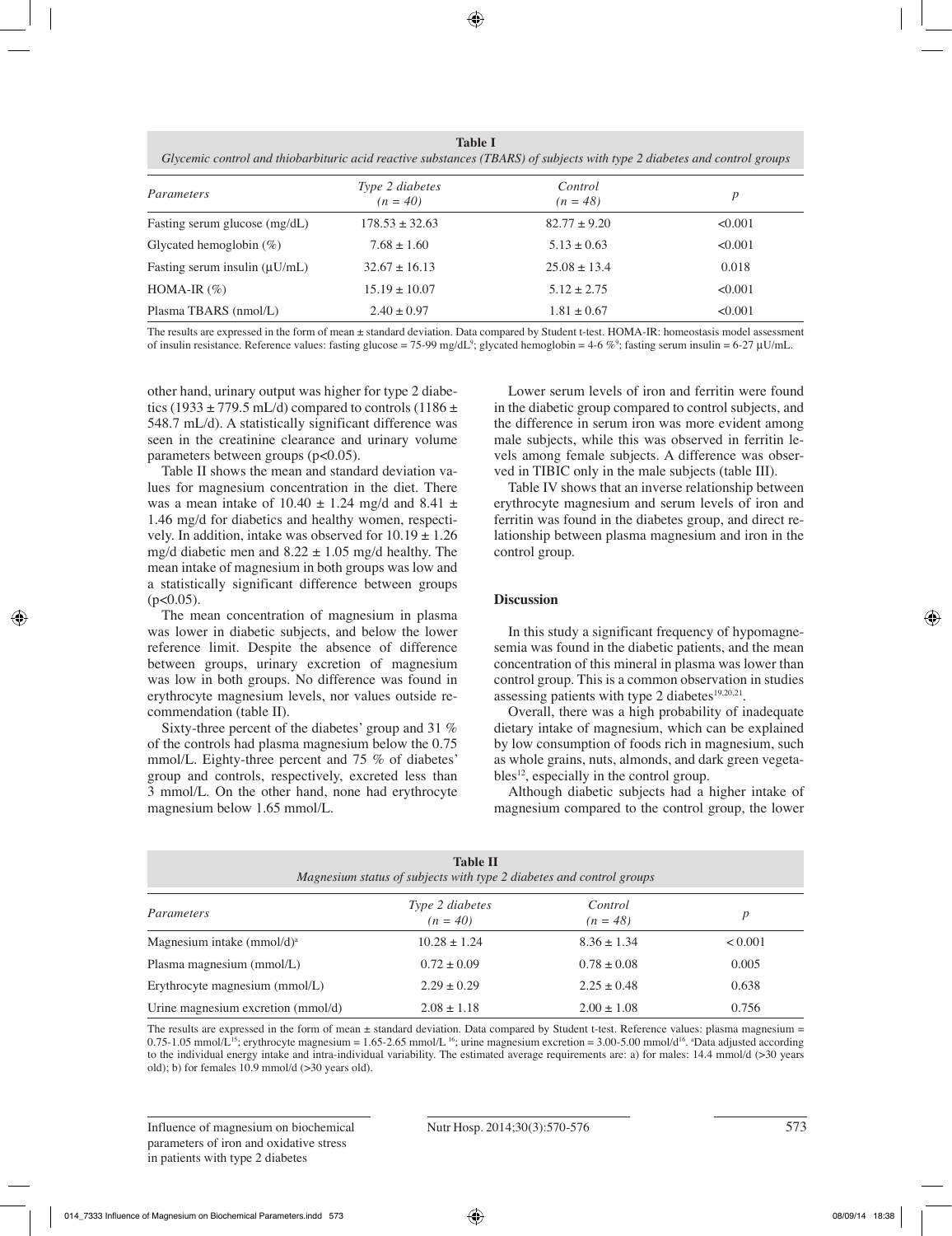**Table I**
*Glycemic control and thiobarbituric acid reactive substances (TBARS) of subjects with type 2 diabetes and control groups*

| *Parameters* | *Type 2 diabetes* *(n = 40)* | *Control* *(n = 48)* | *p* |
|---|---|---|---|
| Fasting serum glucose (mg/dL) | 178.53 ± 32.63 | 82.77 ± 9.20 | <0.001 |
| Glycated hemoglobin (%) | 7.68 ± 1.60 | 5.13 ± 0.63 | <0.001 |
| Fasting serum insulin (μU/mL) | 32.67 ± 16.13 | 25.08 ± 13.4 | 0.018 |
| HOMA-IR (%) | 15.19 ± 10.07 | 5.12 ± 2.75 | <0.001 |
| Plasma TBARS (nmol/L) | 2.40 ± 0.97 | 1.81 ± 0.67 | <0.001 |

The results are expressed in the form of mean ± standard deviation. Data compared by Student t-test. HOMA-IR: homeostasis model assessment of insulin resistance. Reference values: fasting glucose = 75-99 mg/dL[9]; glycated hemoglobin = 4-6 %[9]; fasting serum insulin = 6-27 μU/mL.

other hand, urinary output was higher for type 2 diabetics (1933 ± 779.5 mL/d) compared to controls (1186 ± 548.7 mL/d). A statistically significant difference was seen in the creatinine clearance and urinary volume parameters between groups ($p<0.05$).

Table II shows the mean and standard deviation values for magnesium concentration in the diet. There was a mean intake of 10.40 ± 1.24 mg/d and 8.41 ± 1.46 mg/d for diabetics and healthy women, respectively. In addition, intake was observed for 10.19 ± 1.26 mg/d diabetic men and 8.22 ± 1.05 mg/d healthy. The mean intake of magnesium in both groups was low and a statistically significant difference between groups ($p<0.05$).

The mean concentration of magnesium in plasma was lower in diabetic subjects, and below the lower reference limit. Despite the absence of difference between groups, urinary excretion of magnesium was low in both groups. No difference was found in erythrocyte magnesium levels, nor values outside recommendation (table II).

Sixty-three percent of the diabetes' group and 31 % of the controls had plasma magnesium below the 0.75 mmol/L. Eighty-three percent and 75 % of diabetes' group and controls, respectively, excreted less than 3 mmol/L. On the other hand, none had erythrocyte magnesium below 1.65 mmol/L.

Lower serum levels of iron and ferritin were found in the diabetic group compared to control subjects, and the difference in serum iron was more evident among male subjects, while this was observed in ferritin levels among female subjects. A difference was observed in TIBIC only in the male subjects (table III).

Table IV shows that an inverse relationship between erythrocyte magnesium and serum levels of iron and ferritin was found in the diabetes group, and direct relationship between plasma magnesium and iron in the control group.

## Discussion

In this study a significant frequency of hypomagnesemia was found in the diabetic patients, and the mean concentration of this mineral in plasma was lower than control group. This is a common observation in studies assessing patients with type 2 diabetes[19,20,21].

Overall, there was a high probability of inadequate dietary intake of magnesium, which can be explained by low consumption of foods rich in magnesium, such as whole grains, nuts, almonds, and dark green vegetables[12], especially in the control group.

Although diabetic subjects had a higher intake of magnesium compared to the control group, the lower

**Table II**
*Magnesium status of subjects with type 2 diabetes and control groups*

| *Parameters* | *Type 2 diabetes* *(n = 40)* | *Control* *(n = 48)* | *p* |
|---|---|---|---|
| Magnesium intake (mmol/d)[a] | 10.28 ± 1.24 | 8.36 ± 1.34 | < 0.001 |
| Plasma magnesium (mmol/L) | 0.72 ± 0.09 | 0.78 ± 0.08 | 0.005 |
| Erythrocyte magnesium (mmol/L) | 2.29 ± 0.29 | 2.25 ± 0.48 | 0.638 |
| Urine magnesium excretion (mmol/d) | 2.08 ± 1.18 | 2.00 ± 1.08 | 0.756 |

The results are expressed in the form of mean ± standard deviation. Data compared by Student t-test. Reference values: plasma magnesium = 0.75-1.05 mmol/L[15]; erythrocyte magnesium = 1.65-2.65 mmol/L[16]; urine magnesium excretion = 3.00-5.00 mmol/d[16]. [a]Data adjusted according to the individual energy intake and intra-individual variability. The estimated average requirements are: a) for males: 14.4 mmol/d (>30 years old); b) for females 10.9 mmol/d (>30 years old).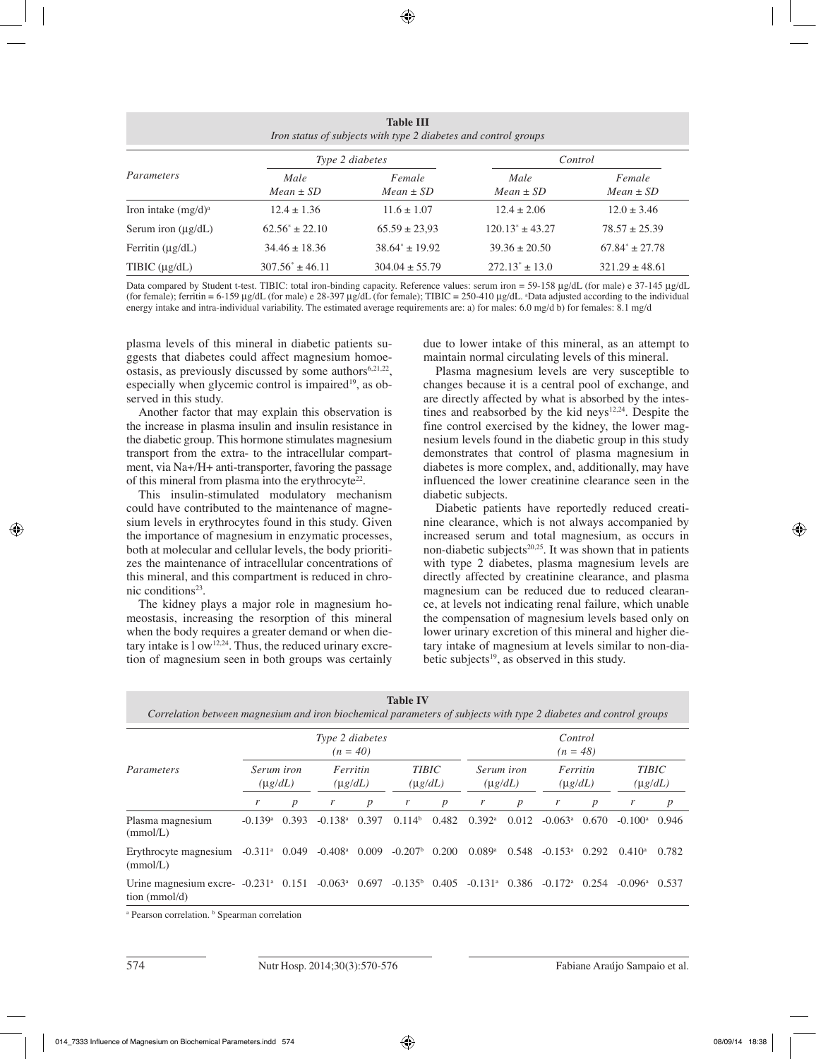**Table III**
*Iron status of subjects with type 2 diabetes and control groups*

| Parameters | Type 2 diabetes | | Control | |
|---|---|---|---|---|
| | Male<br>Mean ± SD | Female<br>Mean ± SD | Male<br>Mean ± SD | Female<br>Mean ± SD |
| Iron intake (mg/d)[a] | 12.4 ± 1.36 | 11.6 ± 1.07 | 12.4 ± 2.06 | 12.0 ± 3.46 |
| Serum iron (μg/dL) | 62.56* ± 22.10 | 65.59 ± 23,93 | 120.13* ± 43.27 | 78.57 ± 25.39 |
| Ferritin (μg/dL) | 34.46 ± 18.36 | 38.64* ± 19.92 | 39.36 ± 20.50 | 67.84* ± 27.78 |
| TIBIC (μg/dL) | 307.56* ± 46.11 | 304.04 ± 55.79 | 272.13* ± 13.0 | 321.29 ± 48.61 |

Data compared by Student t-test. TIBIC: total iron-binding capacity. Reference values: serum iron = 59-158 μg/dL (for male) e 37-145 μg/dL (for female); ferritin = 6-159 μg/dL (for male) e 28-397 μg/dL (for female); TIBIC = 250-410 μg/dL. [a]Data adjusted according to the individual energy intake and intra-individual variability. The estimated average requirements are: a) for males: 6.0 mg/d b) for females: 8.1 mg/d

plasma levels of this mineral in diabetic patients suggests that diabetes could affect magnesium homoeostasis, as previously discussed by some authors[6,21,22], especially when glycemic control is impaired[19], as observed in this study.

Another factor that may explain this observation is the increase in plasma insulin and insulin resistance in the diabetic group. This hormone stimulates magnesium transport from the extra- to the intracellular compartment, via Na+/H+ anti-transporter, favoring the passage of this mineral from plasma into the erythrocyte[22].

This insulin-stimulated modulatory mechanism could have contributed to the maintenance of magnesium levels in erythrocytes found in this study. Given the importance of magnesium in enzymatic processes, both at molecular and cellular levels, the body prioritizes the maintenance of intracellular concentrations of this mineral, and this compartment is reduced in chronic conditions[23].

The kidney plays a major role in magnesium homeostasis, increasing the resorption of this mineral when the body requires a greater demand or when dietary intake is l ow[12,24]. Thus, the reduced urinary excretion of magnesium seen in both groups was certainly due to lower intake of this mineral, as an attempt to maintain normal circulating levels of this mineral.

Plasma magnesium levels are very susceptible to changes because it is a central pool of exchange, and are directly affected by what is absorbed by the intestines and reabsorbed by the kid neys[12,24]. Despite the fine control exercised by the kidney, the lower magnesium levels found in the diabetic group in this study demonstrates that control of plasma magnesium in diabetes is more complex, and, additionally, may have influenced the lower creatinine clearance seen in the diabetic subjects.

Diabetic patients have reportedly reduced creatinine clearance, which is not always accompanied by increased serum and total magnesium, as occurs in non-diabetic subjects[20,25]. It was shown that in patients with type 2 diabetes, plasma magnesium levels are directly affected by creatinine clearance, and plasma magnesium can be reduced due to reduced clearance, at levels not indicating renal failure, which unable the compensation of magnesium levels based only on lower urinary excretion of this mineral and higher dietary intake of magnesium at levels similar to non-diabetic subjects[19], as observed in this study.

**Table IV**
*Correlation between magnesium and iron biochemical parameters of subjects with type 2 diabetes and control groups*

| Parameters | Type 2 diabetes (n = 40) | | | | | | Control (n = 48) | | | | | |
|---|---|---|---|---|---|---|---|---|---|---|---|---|
| | Serum iron (μg/dL) | | Ferritin (μg/dL) | | TIBIC (μg/dL) | | Serum iron (μg/dL) | | Ferritin (μg/dL) | | TIBIC (μg/dL) | |
| | r | p | r | p | r | p | r | p | r | p | r | p |
| Plasma magnesium (mmol/L) | -0.139[a] | 0.393 | -0.138[a] | 0.397 | 0.114[b] | 0.482 | 0.392[a] | 0.012 | -0.063[a] | 0.670 | -0.100[a] | 0.946 |
| Erythrocyte magnesium (mmol/L) | -0.311[a] | 0.049 | -0.408[a] | 0.009 | -0.207[b] | 0.200 | 0.089[a] | 0.548 | -0.153[a] | 0.292 | 0.410[a] | 0.782 |
| Urine magnesium excretion (mmol/d) | -0.231[a] | 0.151 | -0.063[a] | 0.697 | -0.135[b] | 0.405 | -0.131[a] | 0.386 | -0.172[a] | 0.254 | -0.096[a] | 0.537 |

[a] Pearson correlation. [b] Spearman correlation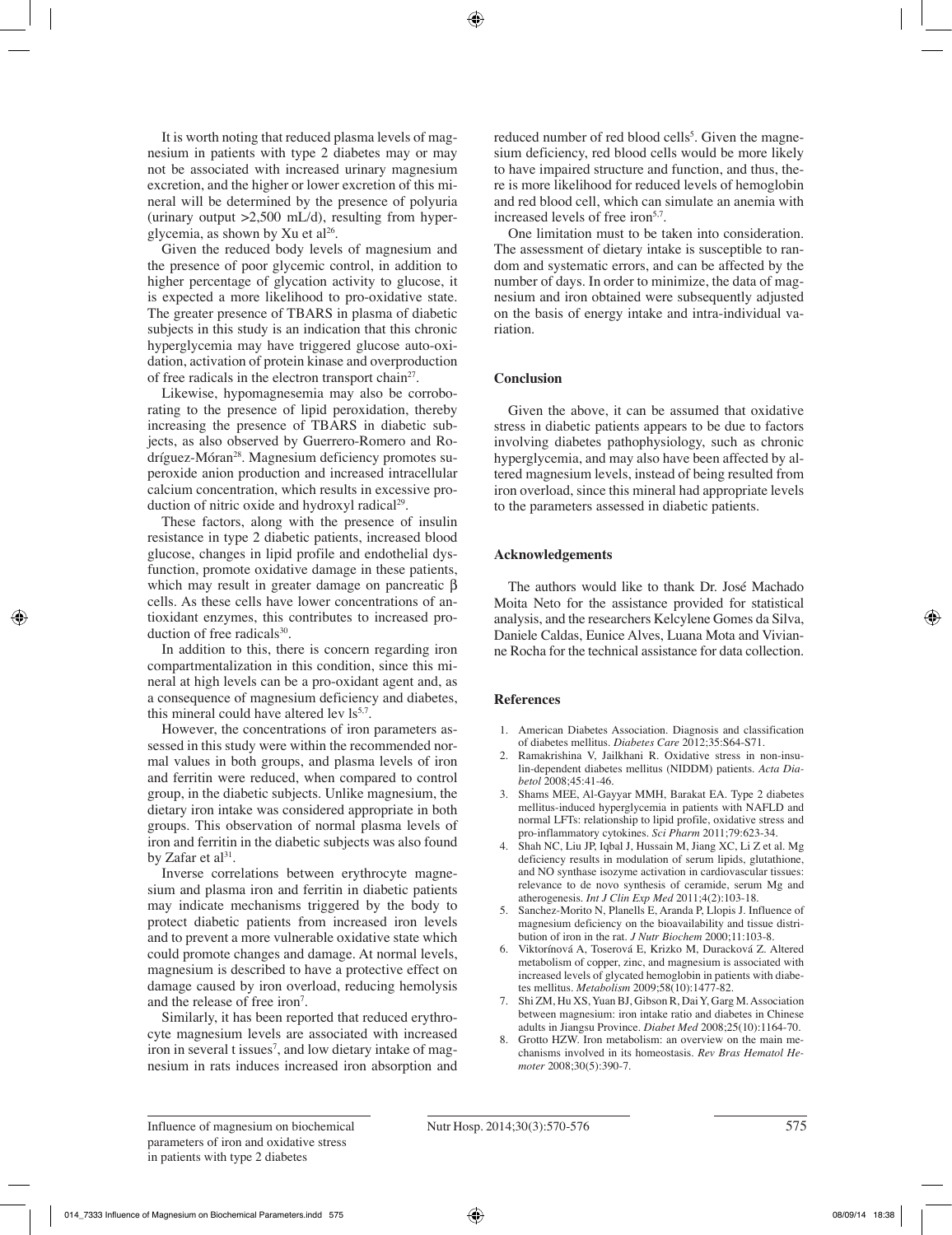It is worth noting that reduced plasma levels of magnesium in patients with type 2 diabetes may or may not be associated with increased urinary magnesium excretion, and the higher or lower excretion of this mineral will be determined by the presence of polyuria (urinary output >2,500 mL/d), resulting from hyperglycemia, as shown by Xu et al[26].

Given the reduced body levels of magnesium and the presence of poor glycemic control, in addition to higher percentage of glycation activity to glucose, it is expected a more likelihood to pro-oxidative state. The greater presence of TBARS in plasma of diabetic subjects in this study is an indication that this chronic hyperglycemia may have triggered glucose auto-oxidation, activation of protein kinase and overproduction of free radicals in the electron transport chain[27].

Likewise, hypomagnesemia may also be corroborating to the presence of lipid peroxidation, thereby increasing the presence of TBARS in diabetic subjects, as also observed by Guerrero-Romero and Rodríguez-Móran[28]. Magnesium deficiency promotes superoxide anion production and increased intracellular calcium concentration, which results in excessive production of nitric oxide and hydroxyl radical[29].

These factors, along with the presence of insulin resistance in type 2 diabetic patients, increased blood glucose, changes in lipid profile and endothelial dysfunction, promote oxidative damage in these patients, which may result in greater damage on pancreatic β cells. As these cells have lower concentrations of antioxidant enzymes, this contributes to increased production of free radicals[30].

In addition to this, there is concern regarding iron compartmentalization in this condition, since this mineral at high levels can be a pro-oxidant agent and, as a consequence of magnesium deficiency and diabetes, this mineral could have altered lev ls[5,7].

However, the concentrations of iron parameters assessed in this study were within the recommended normal values in both groups, and plasma levels of iron and ferritin were reduced, when compared to control group, in the diabetic subjects. Unlike magnesium, the dietary iron intake was considered appropriate in both groups. This observation of normal plasma levels of iron and ferritin in the diabetic subjects was also found by Zafar et al[31].

Inverse correlations between erythrocyte magnesium and plasma iron and ferritin in diabetic patients may indicate mechanisms triggered by the body to protect diabetic patients from increased iron levels and to prevent a more vulnerable oxidative state which could promote changes and damage. At normal levels, magnesium is described to have a protective effect on damage caused by iron overload, reducing hemolysis and the release of free iron[7].

Similarly, it has been reported that reduced erythrocyte magnesium levels are associated with increased iron in several t issues[7], and low dietary intake of magnesium in rats induces increased iron absorption and reduced number of red blood cells[5]. Given the magnesium deficiency, red blood cells would be more likely to have impaired structure and function, and thus, there is more likelihood for reduced levels of hemoglobin and red blood cell, which can simulate an anemia with increased levels of free iron[5,7].

One limitation must to be taken into consideration. The assessment of dietary intake is susceptible to random and systematic errors, and can be affected by the number of days. In order to minimize, the data of magnesium and iron obtained were subsequently adjusted on the basis of energy intake and intra-individual variation.

## Conclusion

Given the above, it can be assumed that oxidative stress in diabetic patients appears to be due to factors involving diabetes pathophysiology, such as chronic hyperglycemia, and may also have been affected by altered magnesium levels, instead of being resulted from iron overload, since this mineral had appropriate levels to the parameters assessed in diabetic patients.

## Acknowledgements

The authors would like to thank Dr. José Machado Moita Neto for the assistance provided for statistical analysis, and the researchers Kelcylene Gomes da Silva, Daniele Caldas, Eunice Alves, Luana Mota and Vivianne Rocha for the technical assistance for data collection.

## References

1. American Diabetes Association. Diagnosis and classification of diabetes mellitus. *Diabetes Care* 2012;35:S64-S71.
2. Ramakrishina V, Jailkhani R. Oxidative stress in non-insulin-dependent diabetes mellitus (NIDDM) patients. *Acta Diabetol* 2008;45:41-46.
3. Shams MEE, Al-Gayyar MMH, Barakat EA. Type 2 diabetes mellitus-induced hyperglycemia in patients with NAFLD and normal LFTs: relationship to lipid profile, oxidative stress and pro-inflammatory cytokines. *Sci Pharm* 2011;79:623-34.
4. Shah NC, Liu JP, Iqbal J, Hussain M, Jiang XC, Li Z et al. Mg deficiency results in modulation of serum lipids, glutathione, and NO synthase isozyme activation in cardiovascular tissues: relevance to de novo synthesis of ceramide, serum Mg and atherogenesis. *Int J Clin Exp Med* 2011;4(2):103-18.
5. Sanchez-Morito N, Planells E, Aranda P, Llopis J. Influence of magnesium deficiency on the bioavailability and tissue distribution of iron in the rat. *J Nutr Biochem* 2000;11:103-8.
6. Viktorínová A, Toserová E, Krizko M, Duracková Z. Altered metabolism of copper, zinc, and magnesium is associated with increased levels of glycated hemoglobin in patients with diabetes mellitus. *Metabolism* 2009;58(10):1477-82.
7. Shi ZM, Hu XS, Yuan BJ, Gibson R, Dai Y, Garg M. Association between magnesium: iron intake ratio and diabetes in Chinese adults in Jiangsu Province. *Diabet Med* 2008;25(10):1164-70.
8. Grotto HZW. Iron metabolism: an overview on the main mechanisms involved in its homeostasis. *Rev Bras Hematol Hemoter* 2008;30(5):390-7.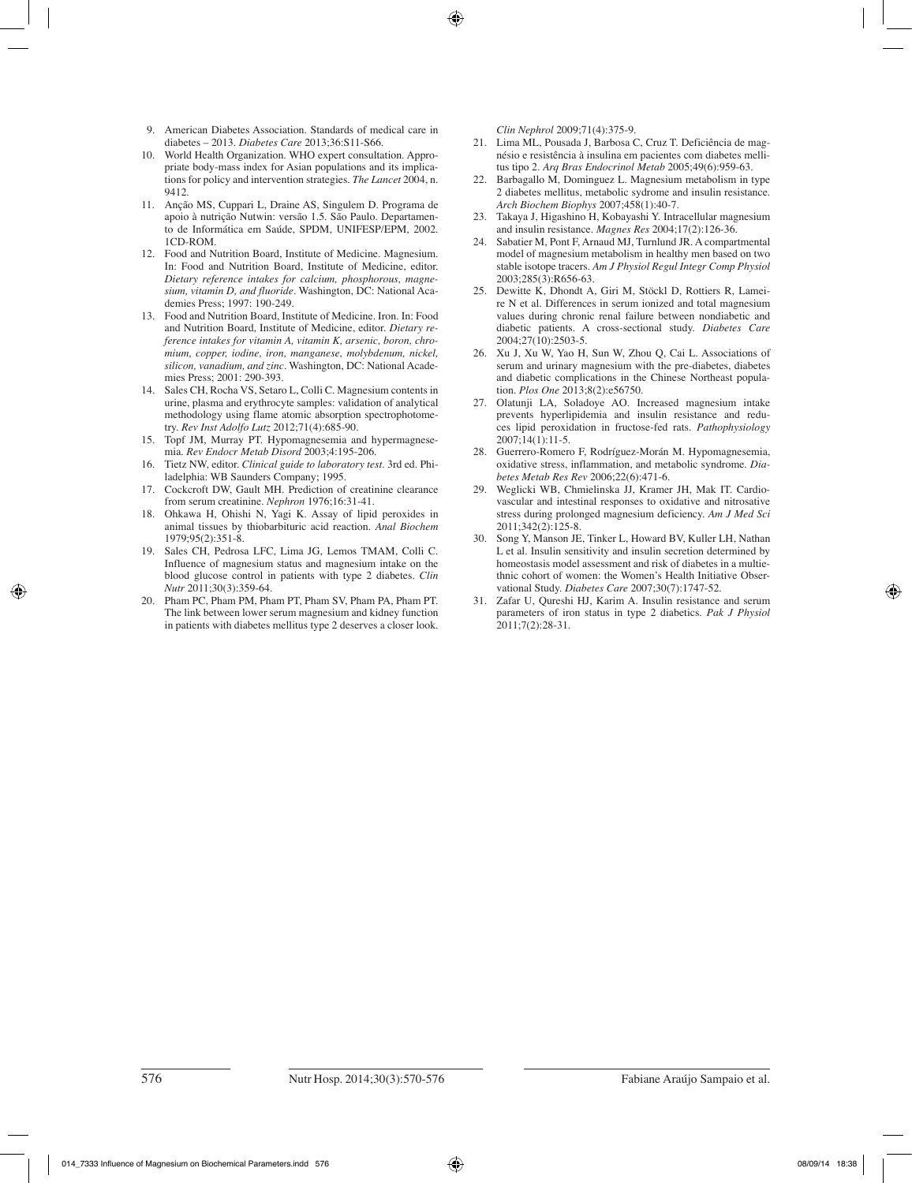9. American Diabetes Association. Standards of medical care in diabetes – 2013. *Diabetes Care* 2013;36:S11-S66.
10. World Health Organization. WHO expert consultation. Appropriate body-mass index for Asian populations and its implications for policy and intervention strategies. *The Lancet* 2004, n. 9412.
11. Anção MS, Cuppari L, Draine AS, Singulem D. Programa de apoio à nutrição Nutwin: versão 1.5. São Paulo. Departamento de Informática em Saúde, SPDM, UNIFESP/EPM, 2002. 1CD-ROM.
12. Food and Nutrition Board, Institute of Medicine. Magnesium. In: Food and Nutrition Board, Institute of Medicine, editor. *Dietary reference intakes for calcium, phosphorous, magnesium, vitamin D, and fluoride*. Washington, DC: National Academies Press; 1997: 190-249.
13. Food and Nutrition Board, Institute of Medicine. Iron. In: Food and Nutrition Board, Institute of Medicine, editor. *Dietary reference intakes for vitamin A, vitamin K, arsenic, boron, chromium, copper, iodine, iron, manganese, molybdenum, nickel, silicon, vanadium, and zinc*. Washington, DC: National Academies Press; 2001: 290-393.
14. Sales CH, Rocha VS, Setaro L, Colli C. Magnesium contents in urine, plasma and erythrocyte samples: validation of analytical methodology using flame atomic absorption spectrophotometry. *Rev Inst Adolfo Lutz* 2012;71(4):685-90.
15. Topf JM, Murray PT. Hypomagnesemia and hypermagnesemia. *Rev Endocr Metab Disord* 2003;4:195-206.
16. Tietz NW, editor. *Clinical guide to laboratory test*. 3rd ed. Philadelphia: WB Saunders Company; 1995.
17. Cockcroft DW, Gault MH. Prediction of creatinine clearance from serum creatinine. *Nephron* 1976;16:31-41.
18. Ohkawa H, Ohishi N, Yagi K. Assay of lipid peroxides in animal tissues by thiobarbituric acid reaction. *Anal Biochem* 1979;95(2):351-8.
19. Sales CH, Pedrosa LFC, Lima JG, Lemos TMAM, Colli C. Influence of magnesium status and magnesium intake on the blood glucose control in patients with type 2 diabetes. *Clin Nutr* 2011;30(3):359-64.
20. Pham PC, Pham PM, Pham PT, Pham SV, Pham PA, Pham PT. The link between lower serum magnesium and kidney function in patients with diabetes mellitus type 2 deserves a closer look. *Clin Nephrol* 2009;71(4):375-9.
21. Lima ML, Pousada J, Barbosa C, Cruz T. Deficiência de magnésio e resistência à insulina em pacientes com diabetes mellitus tipo 2. *Arq Bras Endocrinol Metab* 2005;49(6):959-63.
22. Barbagallo M, Dominguez L. Magnesium metabolism in type 2 diabetes mellitus, metabolic sydrome and insulin resistance. *Arch Biochem Biophys* 2007;458(1):40-7.
23. Takaya J, Higashino H, Kobayashi Y. Intracellular magnesium and insulin resistance. *Magnes Res* 2004;17(2):126-36.
24. Sabatier M, Pont F, Arnaud MJ, Turnlund JR. A compartmental model of magnesium metabolism in healthy men based on two stable isotope tracers. *Am J Physiol Regul Integr Comp Physiol* 2003;285(3):R656-63.
25. Dewitte K, Dhondt A, Giri M, Stöckl D, Rottiers R, Lameire N et al. Differences in serum ionized and total magnesium values during chronic renal failure between nondiabetic and diabetic patients. A cross-sectional study. *Diabetes Care* 2004;27(10):2503-5.
26. Xu J, Xu W, Yao H, Sun W, Zhou Q, Cai L. Associations of serum and urinary magnesium with the pre-diabetes, diabetes and diabetic complications in the Chinese Northeast population. *Plos One* 2013;8(2):e56750.
27. Olatunji LA, Soladoye AO. Increased magnesium intake prevents hyperlipidemia and insulin resistance and reduces lipid peroxidation in fructose-fed rats. *Pathophysiology* 2007;14(1):11-5.
28. Guerrero-Romero F, Rodríguez-Morán M. Hypomagnesemia, oxidative stress, inflammation, and metabolic syndrome. *Diabetes Metab Res Rev* 2006;22(6):471-6.
29. Weglicki WB, Chmielinska JJ, Kramer JH, Mak IT. Cardiovascular and intestinal responses to oxidative and nitrosative stress during prolonged magnesium deficiency. *Am J Med Sci* 2011;342(2):125-8.
30. Song Y, Manson JE, Tinker L, Howard BV, Kuller LH, Nathan L et al. Insulin sensitivity and insulin secretion determined by homeostasis model assessment and risk of diabetes in a multiethnic cohort of women: the Women's Health Initiative Observational Study. *Diabetes Care* 2007;30(7):1747-52.
31. Zafar U, Qureshi HJ, Karim A. Insulin resistance and serum parameters of iron status in type 2 diabetics. *Pak J Physiol* 2011;7(2):28-31.